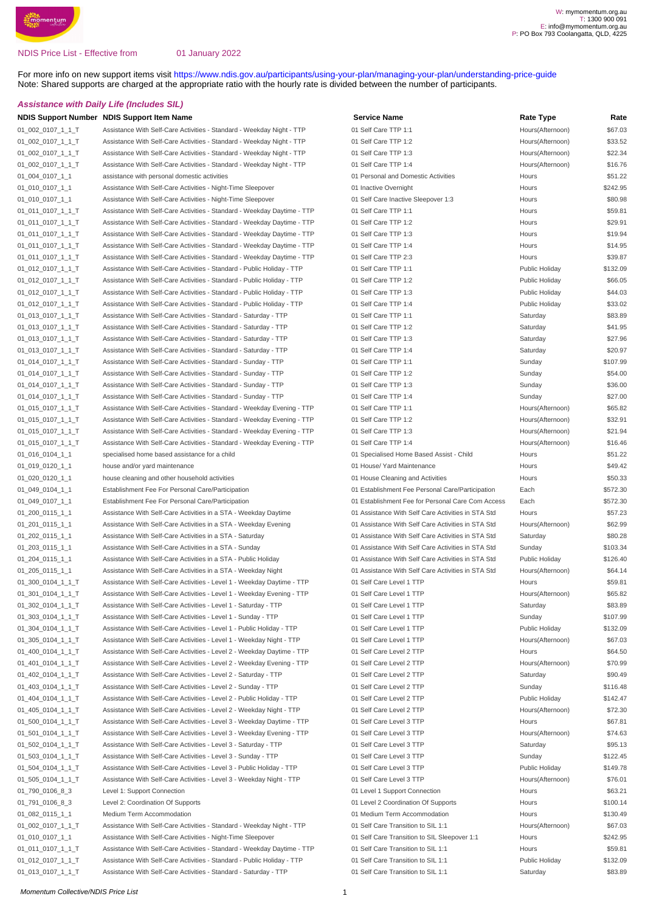W: mymomentum.org.au
T: 1300 900 091
E: info@mymomentum.org.au
P: PO Box 793 Coolangatta, QLD, 4225

NDIS Price List - Effective from 01 January 2022

For more info on new support items visit https://www.ndis.gov.au/participants/using-your-plan/managing-your-plan/understanding-price-guide
Note: Shared supports are charged at the appropriate ratio with the hourly rate is divided between the number of participants.

### *Assistance with Daily Life (Includes SIL)*

| NDIS Support Number | NDIS Support Item Name | Service Name | Rate Type | Rate |
|---|---|---|---|---|
| 01_002_0107_1_1_T | Assistance With Self-Care Activities - Standard - Weekday Night - TTP | 01 Self Care TTP 1:1 | Hours(Afternoon) | $67.03 |
| 01_002_0107_1_1_T | Assistance With Self-Care Activities - Standard - Weekday Night - TTP | 01 Self Care TTP 1:2 | Hours(Afternoon) | $33.52 |
| 01_002_0107_1_1_T | Assistance With Self-Care Activities - Standard - Weekday Night - TTP | 01 Self Care TTP 1:3 | Hours(Afternoon) | $22.34 |
| 01_002_0107_1_1_T | Assistance With Self-Care Activities - Standard - Weekday Night - TTP | 01 Self Care TTP 1:4 | Hours(Afternoon) | $16.76 |
| 01_004_0107_1_1 | assistance with personal domestic activities | 01 Personal and Domestic Activities | Hours | $51.22 |
| 01_010_0107_1_1 | Assistance With Self-Care Activities - Night-Time Sleepover | 01 Inactive Overnight | Hours | $242.95 |
| 01_010_0107_1_1 | Assistance With Self-Care Activities - Night-Time Sleepover | 01 Self Care Inactive Sleepover 1:3 | Hours | $80.98 |
| 01_011_0107_1_1_T | Assistance With Self-Care Activities - Standard - Weekday Daytime - TTP | 01 Self Care TTP 1:1 | Hours | $59.81 |
| 01_011_0107_1_1_T | Assistance With Self-Care Activities - Standard - Weekday Daytime - TTP | 01 Self Care TTP 1:2 | Hours | $29.91 |
| 01_011_0107_1_1_T | Assistance With Self-Care Activities - Standard - Weekday Daytime - TTP | 01 Self Care TTP 1:3 | Hours | $19.94 |
| 01_011_0107_1_1_T | Assistance With Self-Care Activities - Standard - Weekday Daytime - TTP | 01 Self Care TTP 1:4 | Hours | $14.95 |
| 01_011_0107_1_1_T | Assistance With Self-Care Activities - Standard - Weekday Daytime - TTP | 01 Self Care TTP 2:3 | Hours | $39.87 |
| 01_012_0107_1_1_T | Assistance With Self-Care Activities - Standard - Public Holiday - TTP | 01 Self Care TTP 1:1 | Public Holiday | $132.09 |
| 01_012_0107_1_1_T | Assistance With Self-Care Activities - Standard - Public Holiday - TTP | 01 Self Care TTP 1:2 | Public Holiday | $66.05 |
| 01_012_0107_1_1_T | Assistance With Self-Care Activities - Standard - Public Holiday - TTP | 01 Self Care TTP 1:3 | Public Holiday | $44.03 |
| 01_012_0107_1_1_T | Assistance With Self-Care Activities - Standard - Public Holiday - TTP | 01 Self Care TTP 1:4 | Public Holiday | $33.02 |
| 01_013_0107_1_1_T | Assistance With Self-Care Activities - Standard - Saturday - TTP | 01 Self Care TTP 1:1 | Saturday | $83.89 |
| 01_013_0107_1_1_T | Assistance With Self-Care Activities - Standard - Saturday - TTP | 01 Self Care TTP 1:2 | Saturday | $41.95 |
| 01_013_0107_1_1_T | Assistance With Self-Care Activities - Standard - Saturday - TTP | 01 Self Care TTP 1:3 | Saturday | $27.96 |
| 01_013_0107_1_1_T | Assistance With Self-Care Activities - Standard - Saturday - TTP | 01 Self Care TTP 1:4 | Saturday | $20.97 |
| 01_014_0107_1_1_T | Assistance With Self-Care Activities - Standard - Sunday - TTP | 01 Self Care TTP 1:1 | Sunday | $107.99 |
| 01_014_0107_1_1_T | Assistance With Self-Care Activities - Standard - Sunday - TTP | 01 Self Care TTP 1:2 | Sunday | $54.00 |
| 01_014_0107_1_1_T | Assistance With Self-Care Activities - Standard - Sunday - TTP | 01 Self Care TTP 1:3 | Sunday | $36.00 |
| 01_014_0107_1_1_T | Assistance With Self-Care Activities - Standard - Sunday - TTP | 01 Self Care TTP 1:4 | Sunday | $27.00 |
| 01_015_0107_1_1_T | Assistance With Self-Care Activities - Standard - Weekday Evening - TTP | 01 Self Care TTP 1:1 | Hours(Afternoon) | $65.82 |
| 01_015_0107_1_1_T | Assistance With Self-Care Activities - Standard - Weekday Evening - TTP | 01 Self Care TTP 1:2 | Hours(Afternoon) | $32.91 |
| 01_015_0107_1_1_T | Assistance With Self-Care Activities - Standard - Weekday Evening - TTP | 01 Self Care TTP 1:3 | Hours(Afternoon) | $21.94 |
| 01_015_0107_1_1_T | Assistance With Self-Care Activities - Standard - Weekday Evening - TTP | 01 Self Care TTP 1:4 | Hours(Afternoon) | $16.46 |
| 01_016_0104_1_1 | specialised home based assistance for a child | 01 Specialised Home Based Assist - Child | Hours | $51.22 |
| 01_019_0120_1_1 | house and/or yard maintenance | 01 House/ Yard Maintenance | Hours | $49.42 |
| 01_020_0120_1_1 | house cleaning and other household activities | 01 House Cleaning and Activities | Hours | $50.33 |
| 01_049_0104_1_1 | Establishment Fee For Personal Care/Participation | 01 Establishment Fee Personal Care/Participation | Each | $572.30 |
| 01_049_0107_1_1 | Establishment Fee For Personal Care/Participation | 01 Establishment Fee for Personal Care Com Access | Each | $572.30 |
| 01_200_0115_1_1 | Assistance With Self-Care Activities in a STA - Weekday Daytime | 01 Assistance With Self Care Activities in STA Std | Hours | $57.23 |
| 01_201_0115_1_1 | Assistance With Self-Care Activities in a STA - Weekday Evening | 01 Assistance With Self Care Activities in STA Std | Hours(Afternoon) | $62.99 |
| 01_202_0115_1_1 | Assistance With Self-Care Activities in a STA - Saturday | 01 Assistance With Self Care Activities in STA Std | Saturday | $80.28 |
| 01_203_0115_1_1 | Assistance With Self-Care Activities in a STA - Sunday | 01 Assistance With Self Care Activities in STA Std | Sunday | $103.34 |
| 01_204_0115_1_1 | Assistance With Self-Care Activities in a STA - Public Holiday | 01 Assistance With Self Care Activities in STA Std | Public Holiday | $126.40 |
| 01_205_0115_1_1 | Assistance With Self-Care Activities in a STA - Weekday Night | 01 Assistance With Self Care Activities in STA Std | Hours(Afternoon) | $64.14 |
| 01_300_0104_1_1_T | Assistance With Self-Care Activities - Level 1 - Weekday Daytime - TTP | 01 Self Care Level 1 TTP | Hours | $59.81 |
| 01_301_0104_1_1_T | Assistance With Self-Care Activities - Level 1 - Weekday Evening - TTP | 01 Self Care Level 1 TTP | Hours(Afternoon) | $65.82 |
| 01_302_0104_1_1_T | Assistance With Self-Care Activities - Level 1 - Saturday - TTP | 01 Self Care Level 1 TTP | Saturday | $83.89 |
| 01_303_0104_1_1_T | Assistance With Self-Care Activities - Level 1 - Sunday - TTP | 01 Self Care Level 1 TTP | Sunday | $107.99 |
| 01_304_0104_1_1_T | Assistance With Self-Care Activities - Level 1 - Public Holiday - TTP | 01 Self Care Level 1 TTP | Public Holiday | $132.09 |
| 01_305_0104_1_1_T | Assistance With Self-Care Activities - Level 1 - Weekday Night - TTP | 01 Self Care Level 1 TTP | Hours(Afternoon) | $67.03 |
| 01_400_0104_1_1_T | Assistance With Self-Care Activities - Level 2 - Weekday Daytime - TTP | 01 Self Care Level 2 TTP | Hours | $64.50 |
| 01_401_0104_1_1_T | Assistance With Self-Care Activities - Level 2 - Weekday Evening - TTP | 01 Self Care Level 2 TTP | Hours(Afternoon) | $70.99 |
| 01_402_0104_1_1_T | Assistance With Self-Care Activities - Level 2 - Saturday - TTP | 01 Self Care Level 2 TTP | Saturday | $90.49 |
| 01_403_0104_1_1_T | Assistance With Self-Care Activities - Level 2 - Sunday - TTP | 01 Self Care Level 2 TTP | Sunday | $116.48 |
| 01_404_0104_1_1_T | Assistance With Self-Care Activities - Level 2 - Public Holiday - TTP | 01 Self Care Level 2 TTP | Public Holiday | $142.47 |
| 01_405_0104_1_1_T | Assistance With Self-Care Activities - Level 2 - Weekday Night - TTP | 01 Self Care Level 2 TTP | Hours(Afternoon) | $72.30 |
| 01_500_0104_1_1_T | Assistance With Self-Care Activities - Level 3 - Weekday Daytime - TTP | 01 Self Care Level 3 TTP | Hours | $67.81 |
| 01_501_0104_1_1_T | Assistance With Self-Care Activities - Level 3 - Weekday Evening - TTP | 01 Self Care Level 3 TTP | Hours(Afternoon) | $74.63 |
| 01_502_0104_1_1_T | Assistance With Self-Care Activities - Level 3 - Saturday - TTP | 01 Self Care Level 3 TTP | Saturday | $95.13 |
| 01_503_0104_1_1_T | Assistance With Self-Care Activities - Level 3 - Sunday - TTP | 01 Self Care Level 3 TTP | Sunday | $122.45 |
| 01_504_0104_1_1_T | Assistance With Self-Care Activities - Level 3 - Public Holiday - TTP | 01 Self Care Level 3 TTP | Public Holiday | $149.78 |
| 01_505_0104_1_1_T | Assistance With Self-Care Activities - Level 3 - Weekday Night - TTP | 01 Self Care Level 3 TTP | Hours(Afternoon) | $76.01 |
| 01_790_0106_8_3 | Level 1: Support Connection | 01 Level 1 Support Connection | Hours | $63.21 |
| 01_791_0106_8_3 | Level 2: Coordination Of Supports | 01 Level 2 Coordination Of Supports | Hours | $100.14 |
| 01_082_0115_1_1 | Medium Term Accommodation | 01 Medium Term Accommodation | Hours | $130.49 |
| 01_002_0107_1_1_T | Assistance With Self-Care Activities - Standard - Weekday Night - TTP | 01 Self Care Transition to SIL 1:1 | Hours(Afternoon) | $67.03 |
| 01_010_0107_1_1 | Assistance With Self-Care Activities - Night-Time Sleepover | 01 Self Care Transition to SIL Sleepover 1:1 | Hours | $242.95 |
| 01_011_0107_1_1_T | Assistance With Self-Care Activities - Standard - Weekday Daytime - TTP | 01 Self Care Transition to SIL 1:1 | Hours | $59.81 |
| 01_012_0107_1_1_T | Assistance With Self-Care Activities - Standard - Public Holiday - TTP | 01 Self Care Transition to SIL 1:1 | Public Holiday | $132.09 |
| 01_013_0107_1_1_T | Assistance With Self-Care Activities - Standard - Saturday - TTP | 01 Self Care Transition to SIL 1:1 | Saturday | $83.89 |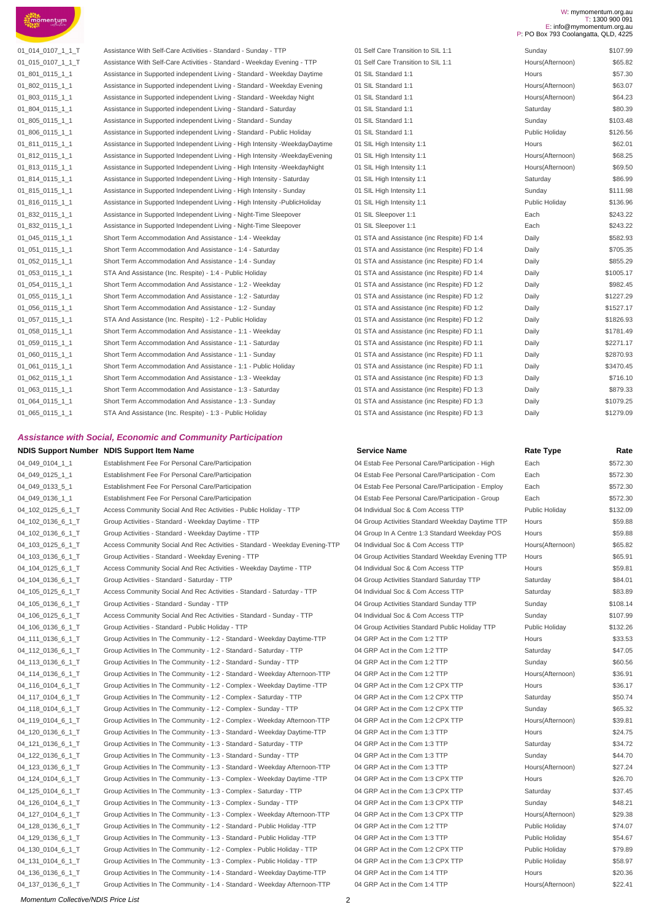| | | | | |
|---|---|---|---|---|
| 01_014_0107_1_1_T | Assistance With Self-Care Activities - Standard - Sunday - TTP | 01 Self Care Transition to SIL 1:1 | Sunday | $107.99 |
| 01_015_0107_1_1_T | Assistance With Self-Care Activities - Standard - Weekday Evening - TTP | 01 Self Care Transition to SIL 1:1 | Hours(Afternoon) | $65.82 |
| 01_801_0115_1_1 | Assistance in Supported independent Living - Standard - Weekday Daytime | 01 SIL Standard 1:1 | Hours | $57.30 |
| 01_802_0115_1_1 | Assistance in Supported independent Living - Standard - Weekday Evening | 01 SIL Standard 1:1 | Hours(Afternoon) | $63.07 |
| 01_803_0115_1_1 | Assistance in Supported independent Living - Standard - Weekday Night | 01 SIL Standard 1:1 | Hours(Afternoon) | $64.23 |
| 01_804_0115_1_1 | Assistance in Supported independent Living - Standard - Saturday | 01 SIL Standard 1:1 | Saturday | $80.39 |
| 01_805_0115_1_1 | Assistance in Supported independent Living - Standard - Sunday | 01 SIL Standard 1:1 | Sunday | $103.48 |
| 01_806_0115_1_1 | Assistance in Supported independent Living - Standard - Public Holiday | 01 SIL Standard 1:1 | Public Holiday | $126.56 |
| 01_811_0115_1_1 | Assistance in Supported Independent Living - High Intensity -WeekdayDaytime | 01 SIL High Intensity 1:1 | Hours | $62.01 |
| 01_812_0115_1_1 | Assistance in Supported Independent Living - High Intensity -WeekdayEvening | 01 SIL High Intensity 1:1 | Hours(Afternoon) | $68.25 |
| 01_813_0115_1_1 | Assistance in Supported Independent Living - High Intensity -WeekdayNight | 01 SIL High Intensity 1:1 | Hours(Afternoon) | $69.50 |
| 01_814_0115_1_1 | Assistance in Supported Independent Living - High Intensity - Saturday | 01 SIL High Intensity 1:1 | Saturday | $86.99 |
| 01_815_0115_1_1 | Assistance in Supported Independent Living - High Intensity - Sunday | 01 SIL High Intensity 1:1 | Sunday | $111.98 |
| 01_816_0115_1_1 | Assistance in Supported Independent Living - High Intensity -PublicHoliday | 01 SIL High Intensity 1:1 | Public Holiday | $136.96 |
| 01_832_0115_1_1 | Assistance in Supported Independent Living - Night-Time Sleepover | 01 SIL Sleepover 1:1 | Each | $243.22 |
| 01_832_0115_1_1 | Assistance in Supported Independent Living - Night-Time Sleepover | 01 SIL Sleepover 1:1 | Each | $243.22 |
| 01_045_0115_1_1 | Short Term Accommodation And Assistance - 1:4 - Weekday | 01 STA and Assistance (inc Respite) FD 1:4 | Daily | $582.93 |
| 01_051_0115_1_1 | Short Term Accommodation And Assistance - 1:4 - Saturday | 01 STA and Assistance (inc Respite) FD 1:4 | Daily | $705.35 |
| 01_052_0115_1_1 | Short Term Accommodation And Assistance - 1:4 - Sunday | 01 STA and Assistance (inc Respite) FD 1:4 | Daily | $855.29 |
| 01_053_0115_1_1 | STA And Assistance (Inc. Respite) - 1:4 - Public Holiday | 01 STA and Assistance (inc Respite) FD 1:4 | Daily | $1005.17 |
| 01_054_0115_1_1 | Short Term Accommodation And Assistance - 1:2 - Weekday | 01 STA and Assistance (inc Respite) FD 1:2 | Daily | $982.45 |
| 01_055_0115_1_1 | Short Term Accommodation And Assistance - 1:2 - Saturday | 01 STA and Assistance (inc Respite) FD 1:2 | Daily | $1227.29 |
| 01_056_0115_1_1 | Short Term Accommodation And Assistance - 1:2 - Sunday | 01 STA and Assistance (inc Respite) FD 1:2 | Daily | $1527.17 |
| 01_057_0115_1_1 | STA And Assistance (Inc. Respite) - 1:2 - Public Holiday | 01 STA and Assistance (inc Respite) FD 1:2 | Daily | $1826.93 |
| 01_058_0115_1_1 | Short Term Accommodation And Assistance - 1:1 - Weekday | 01 STA and Assistance (inc Respite) FD 1:1 | Daily | $1781.49 |
| 01_059_0115_1_1 | Short Term Accommodation And Assistance - 1:1 - Saturday | 01 STA and Assistance (inc Respite) FD 1:1 | Daily | $2271.17 |
| 01_060_0115_1_1 | Short Term Accommodation And Assistance - 1:1 - Sunday | 01 STA and Assistance (inc Respite) FD 1:1 | Daily | $2870.93 |
| 01_061_0115_1_1 | Short Term Accommodation And Assistance - 1:1 - Public Holiday | 01 STA and Assistance (inc Respite) FD 1:1 | Daily | $3470.45 |
| 01_062_0115_1_1 | Short Term Accommodation And Assistance - 1:3 - Weekday | 01 STA and Assistance (inc Respite) FD 1:3 | Daily | $716.10 |
| 01_063_0115_1_1 | Short Term Accommodation And Assistance - 1:3 - Saturday | 01 STA and Assistance (inc Respite) FD 1:3 | Daily | $879.33 |
| 01_064_0115_1_1 | Short Term Accommodation And Assistance - 1:3 - Sunday | 01 STA and Assistance (inc Respite) FD 1:3 | Daily | $1079.25 |
| 01_065_0115_1_1 | STA And Assistance (Inc. Respite) - 1:3 - Public Holiday | 01 STA and Assistance (inc Respite) FD 1:3 | Daily | $1279.09 |

### *Assistance with Social, Economic and Community Participation*

| NDIS Support Number | NDIS Support Item Name | Service Name | Rate Type | Rate |
|---|---|---|---|---|
| 04_049_0104_1_1 | Establishment Fee For Personal Care/Participation | 04 Estab Fee Personal Care/Participation - High | Each | $572.30 |
| 04_049_0125_1_1 | Establishment Fee For Personal Care/Participation | 04 Estab Fee Personal Care/Participation - Com | Each | $572.30 |
| 04_049_0133_5_1 | Establishment Fee For Personal Care/Participation | 04 Estab Fee Personal Care/Participation - Employ | Each | $572.30 |
| 04_049_0136_1_1 | Establishment Fee For Personal Care/Participation | 04 Estab Fee Personal Care/Participation - Group | Each | $572.30 |
| 04_102_0125_6_1_T | Access Community Social And Rec Activities - Public Holiday - TTP | 04 Individual Soc & Com Access TTP | Public Holiday | $132.09 |
| 04_102_0136_6_1_T | Group Activities - Standard - Weekday Daytime - TTP | 04 Group Activities Standard Weekday Daytime TTP | Hours | $59.88 |
| 04_102_0136_6_1_T | Group Activities - Standard - Weekday Daytime - TTP | 04 Group In A Centre 1:3 Standard Weekday POS | Hours | $59.88 |
| 04_103_0125_6_1_T | Access Community Social And Rec Activities - Standard - Weekday Evening-TTP | 04 Individual Soc & Com Access TTP | Hours(Afternoon) | $65.82 |
| 04_103_0136_6_1_T | Group Activities - Standard - Weekday Evening - TTP | 04 Group Activities Standard Weekday Evening TTP | Hours | $65.91 |
| 04_104_0125_6_1_T | Access Community Social And Rec Activities - Weekday Daytime - TTP | 04 Individual Soc & Com Access TTP | Hours | $59.81 |
| 04_104_0136_6_1_T | Group Activities - Standard - Saturday - TTP | 04 Group Activities Standard Saturday TTP | Saturday | $84.01 |
| 04_105_0125_6_1_T | Access Community Social And Rec Activities - Standard - Saturday - TTP | 04 Individual Soc & Com Access TTP | Saturday | $83.89 |
| 04_105_0136_6_1_T | Group Activities - Standard - Sunday - TTP | 04 Group Activities Standard Sunday TTP | Sunday | $108.14 |
| 04_106_0125_6_1_T | Access Community Social And Rec Activities - Standard - Sunday - TTP | 04 Individual Soc & Com Access TTP | Sunday | $107.99 |
| 04_106_0136_6_1_T | Group Activities - Standard - Public Holiday - TTP | 04 Group Activities Standard Public Holiday TTP | Public Holiday | $132.26 |
| 04_111_0136_6_1_T | Group Activities In The Community - 1:2 - Standard - Weekday Daytime-TTP | 04 GRP Act in the Com 1:2 TTP | Hours | $33.53 |
| 04_112_0136_6_1_T | Group Activities In The Community - 1:2 - Standard - Saturday - TTP | 04 GRP Act in the Com 1:2 TTP | Saturday | $47.05 |
| 04_113_0136_6_1_T | Group Activities In The Community - 1:2 - Standard - Sunday - TTP | 04 GRP Act in the Com 1:2 TTP | Sunday | $60.56 |
| 04_114_0136_6_1_T | Group Activities In The Community - 1:2 - Standard - Weekday Afternoon-TTP | 04 GRP Act in the Com 1:2 TTP | Hours(Afternoon) | $36.91 |
| 04_116_0104_6_1_T | Group Activities In The Community - 1:2 - Complex - Weekday Daytime -TTP | 04 GRP Act in the Com 1:2 CPX TTP | Hours | $36.17 |
| 04_117_0104_6_1_T | Group Activities In The Community - 1:2 - Complex - Saturday - TTP | 04 GRP Act in the Com 1:2 CPX TTP | Saturday | $50.74 |
| 04_118_0104_6_1_T | Group Activities In The Community - 1:2 - Complex - Sunday - TTP | 04 GRP Act in the Com 1:2 CPX TTP | Sunday | $65.32 |
| 04_119_0104_6_1_T | Group Activities In The Community - 1:2 - Complex - Weekday Afternoon-TTP | 04 GRP Act in the Com 1:2 CPX TTP | Hours(Afternoon) | $39.81 |
| 04_120_0136_6_1_T | Group Activities In The Community - 1:3 - Standard - Weekday Daytime-TTP | 04 GRP Act in the Com 1:3 TTP | Hours | $24.75 |
| 04_121_0136_6_1_T | Group Activities In The Community - 1:3 - Standard - Saturday - TTP | 04 GRP Act in the Com 1:3 TTP | Saturday | $34.72 |
| 04_122_0136_6_1_T | Group Activities In The Community - 1:3 - Standard - Sunday - TTP | 04 GRP Act in the Com 1:3 TTP | Sunday | $44.70 |
| 04_123_0136_6_1_T | Group Activities In The Community - 1:3 - Standard - Weekday Afternoon-TTP | 04 GRP Act in the Com 1:3 TTP | Hours(Afternoon) | $27.24 |
| 04_124_0104_6_1_T | Group Activities In The Community - 1:3 - Complex - Weekday Daytime -TTP | 04 GRP Act in the Com 1:3 CPX TTP | Hours | $26.70 |
| 04_125_0104_6_1_T | Group Activities In The Community - 1:3 - Complex - Saturday - TTP | 04 GRP Act in the Com 1:3 CPX TTP | Saturday | $37.45 |
| 04_126_0104_6_1_T | Group Activities In The Community - 1:3 - Complex - Sunday - TTP | 04 GRP Act in the Com 1:3 CPX TTP | Sunday | $48.21 |
| 04_127_0104_6_1_T | Group Activities In The Community - 1:3 - Complex - Weekday Afternoon-TTP | 04 GRP Act in the Com 1:3 CPX TTP | Hours(Afternoon) | $29.38 |
| 04_128_0136_6_1_T | Group Activities In The Community - 1:2 - Standard - Public Holiday -TTP | 04 GRP Act in the Com 1:2 TTP | Public Holiday | $74.07 |
| 04_129_0136_6_1_T | Group Activities In The Community - 1:3 - Standard - Public Holiday -TTP | 04 GRP Act in the Com 1:3 TTP | Public Holiday | $54.67 |
| 04_130_0104_6_1_T | Group Activities In The Community - 1:2 - Complex - Public Holiday - TTP | 04 GRP Act in the Com 1:2 CPX TTP | Public Holiday | $79.89 |
| 04_131_0104_6_1_T | Group Activities In The Community - 1:3 - Complex - Public Holiday - TTP | 04 GRP Act in the Com 1:3 CPX TTP | Public Holiday | $58.97 |
| 04_136_0136_6_1_T | Group Activities In The Community - 1:4 - Standard - Weekday Daytime-TTP | 04 GRP Act in the Com 1:4 TTP | Hours | $20.36 |
| 04_137_0136_6_1_T | Group Activities In The Community - 1:4 - Standard - Weekday Afternoon-TTP | 04 GRP Act in the Com 1:4 TTP | Hours(Afternoon) | $22.41 |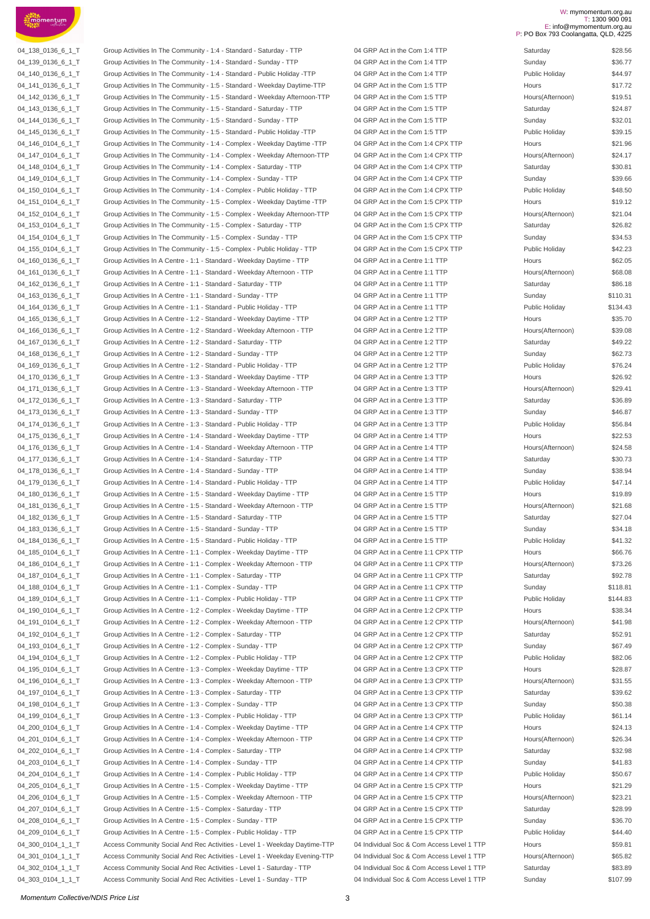| | | | | |
|---|---|---|---|---|
| 04_138_0136_6_1_T | Group Activities In The Community - 1:4 - Standard - Saturday - TTP | 04 GRP Act in the Com 1:4 TTP | Saturday | $28.56 |
| 04_139_0136_6_1_T | Group Activities In The Community - 1:4 - Standard - Sunday - TTP | 04 GRP Act in the Com 1:4 TTP | Sunday | $36.77 |
| 04_140_0136_6_1_T | Group Activities In The Community - 1:4 - Standard - Public Holiday -TTP | 04 GRP Act in the Com 1:4 TTP | Public Holiday | $44.97 |
| 04_141_0136_6_1_T | Group Activities In The Community - 1:5 - Standard - Weekday Daytime-TTP | 04 GRP Act in the Com 1:5 TTP | Hours | $17.72 |
| 04_142_0136_6_1_T | Group Activities In The Community - 1:5 - Standard - Weekday Afternoon-TTP | 04 GRP Act in the Com 1:5 TTP | Hours(Afternoon) | $19.51 |
| 04_143_0136_6_1_T | Group Activities In The Community - 1:5 - Standard - Saturday - TTP | 04 GRP Act in the Com 1:5 TTP | Saturday | $24.87 |
| 04_144_0136_6_1_T | Group Activities In The Community - 1:5 - Standard - Sunday - TTP | 04 GRP Act in the Com 1:5 TTP | Sunday | $32.01 |
| 04_145_0136_6_1_T | Group Activities In The Community - 1:5 - Standard - Public Holiday -TTP | 04 GRP Act in the Com 1:5 TTP | Public Holiday | $39.15 |
| 04_146_0104_6_1_T | Group Activities In The Community - 1:4 - Complex - Weekday Daytime -TTP | 04 GRP Act in the Com 1:4 CPX TTP | Hours | $21.96 |
| 04_147_0104_6_1_T | Group Activities In The Community - 1:4 - Complex - Weekday Afternoon-TTP | 04 GRP Act in the Com 1:4 CPX TTP | Hours(Afternoon) | $24.17 |
| 04_148_0104_6_1_T | Group Activities In The Community - 1:4 - Complex - Saturday - TTP | 04 GRP Act in the Com 1:4 CPX TTP | Saturday | $30.81 |
| 04_149_0104_6_1_T | Group Activities In The Community - 1:4 - Complex - Sunday - TTP | 04 GRP Act in the Com 1:4 CPX TTP | Sunday | $39.66 |
| 04_150_0104_6_1_T | Group Activities In The Community - 1:4 - Complex - Public Holiday - TTP | 04 GRP Act in the Com 1:4 CPX TTP | Public Holiday | $48.50 |
| 04_151_0104_6_1_T | Group Activities In The Community - 1:5 - Complex - Weekday Daytime -TTP | 04 GRP Act in the Com 1:5 CPX TTP | Hours | $19.12 |
| 04_152_0104_6_1_T | Group Activities In The Community - 1:5 - Complex - Weekday Afternoon-TTP | 04 GRP Act in the Com 1:5 CPX TTP | Hours(Afternoon) | $21.04 |
| 04_153_0104_6_1_T | Group Activities In The Community - 1:5 - Complex - Saturday - TTP | 04 GRP Act in the Com 1:5 CPX TTP | Saturday | $26.82 |
| 04_154_0104_6_1_T | Group Activities In The Community - 1:5 - Complex - Sunday - TTP | 04 GRP Act in the Com 1:5 CPX TTP | Sunday | $34.53 |
| 04_155_0104_6_1_T | Group Activities In The Community - 1:5 - Complex - Public Holiday - TTP | 04 GRP Act in the Com 1:5 CPX TTP | Public Holiday | $42.23 |
| 04_160_0136_6_1_T | Group Activities In A Centre - 1:1 - Standard - Weekday Daytime - TTP | 04 GRP Act in a Centre 1:1 TTP | Hours | $62.05 |
| 04_161_0136_6_1_T | Group Activities In A Centre - 1:1 - Standard - Weekday Afternoon - TTP | 04 GRP Act in a Centre 1:1 TTP | Hours(Afternoon) | $68.08 |
| 04_162_0136_6_1_T | Group Activities In A Centre - 1:1 - Standard - Saturday - TTP | 04 GRP Act in a Centre 1:1 TTP | Saturday | $86.18 |
| 04_163_0136_6_1_T | Group Activities In A Centre - 1:1 - Standard - Sunday - TTP | 04 GRP Act in a Centre 1:1 TTP | Sunday | $110.31 |
| 04_164_0136_6_1_T | Group Activities In A Centre - 1:1 - Standard - Public Holiday - TTP | 04 GRP Act in a Centre 1:1 TTP | Public Holiday | $134.43 |
| 04_165_0136_6_1_T | Group Activities In A Centre - 1:2 - Standard - Weekday Daytime - TTP | 04 GRP Act in a Centre 1:2 TTP | Hours | $35.70 |
| 04_166_0136_6_1_T | Group Activities In A Centre - 1:2 - Standard - Weekday Afternoon - TTP | 04 GRP Act in a Centre 1:2 TTP | Hours(Afternoon) | $39.08 |
| 04_167_0136_6_1_T | Group Activities In A Centre - 1:2 - Standard - Saturday - TTP | 04 GRP Act in a Centre 1:2 TTP | Saturday | $49.22 |
| 04_168_0136_6_1_T | Group Activities In A Centre - 1:2 - Standard - Sunday - TTP | 04 GRP Act in a Centre 1:2 TTP | Sunday | $62.73 |
| 04_169_0136_6_1_T | Group Activities In A Centre - 1:2 - Standard - Public Holiday - TTP | 04 GRP Act in a Centre 1:2 TTP | Public Holiday | $76.24 |
| 04_170_0136_6_1_T | Group Activities In A Centre - 1:3 - Standard - Weekday Daytime - TTP | 04 GRP Act in a Centre 1:3 TTP | Hours | $26.92 |
| 04_171_0136_6_1_T | Group Activities In A Centre - 1:3 - Standard - Weekday Afternoon - TTP | 04 GRP Act in a Centre 1:3 TTP | Hours(Afternoon) | $29.41 |
| 04_172_0136_6_1_T | Group Activities In A Centre - 1:3 - Standard - Saturday - TTP | 04 GRP Act in a Centre 1:3 TTP | Saturday | $36.89 |
| 04_173_0136_6_1_T | Group Activities In A Centre - 1:3 - Standard - Sunday - TTP | 04 GRP Act in a Centre 1:3 TTP | Sunday | $46.87 |
| 04_174_0136_6_1_T | Group Activities In A Centre - 1:3 - Standard - Public Holiday - TTP | 04 GRP Act in a Centre 1:3 TTP | Public Holiday | $56.84 |
| 04_175_0136_6_1_T | Group Activities In A Centre - 1:4 - Standard - Weekday Daytime - TTP | 04 GRP Act in a Centre 1:4 TTP | Hours | $22.53 |
| 04_176_0136_6_1_T | Group Activities In A Centre - 1:4 - Standard - Weekday Afternoon - TTP | 04 GRP Act in a Centre 1:4 TTP | Hours(Afternoon) | $24.58 |
| 04_177_0136_6_1_T | Group Activities In A Centre - 1:4 - Standard - Saturday - TTP | 04 GRP Act in a Centre 1:4 TTP | Saturday | $30.73 |
| 04_178_0136_6_1_T | Group Activities In A Centre - 1:4 - Standard - Sunday - TTP | 04 GRP Act in a Centre 1:4 TTP | Sunday | $38.94 |
| 04_179_0136_6_1_T | Group Activities In A Centre - 1:4 - Standard - Public Holiday - TTP | 04 GRP Act in a Centre 1:4 TTP | Public Holiday | $47.14 |
| 04_180_0136_6_1_T | Group Activities In A Centre - 1:5 - Standard - Weekday Daytime - TTP | 04 GRP Act in a Centre 1:5 TTP | Hours | $19.89 |
| 04_181_0136_6_1_T | Group Activities In A Centre - 1:5 - Standard - Weekday Afternoon - TTP | 04 GRP Act in a Centre 1:5 TTP | Hours(Afternoon) | $21.68 |
| 04_182_0136_6_1_T | Group Activities In A Centre - 1:5 - Standard - Saturday - TTP | 04 GRP Act in a Centre 1:5 TTP | Saturday | $27.04 |
| 04_183_0136_6_1_T | Group Activities In A Centre - 1:5 - Standard - Sunday - TTP | 04 GRP Act in a Centre 1:5 TTP | Sunday | $34.18 |
| 04_184_0136_6_1_T | Group Activities In A Centre - 1:5 - Standard - Public Holiday - TTP | 04 GRP Act in a Centre 1:5 TTP | Public Holiday | $41.32 |
| 04_185_0104_6_1_T | Group Activities In A Centre - 1:1 - Complex - Weekday Daytime - TTP | 04 GRP Act in a Centre 1:1 CPX TTP | Hours | $66.76 |
| 04_186_0104_6_1_T | Group Activities In A Centre - 1:1 - Complex - Weekday Afternoon - TTP | 04 GRP Act in a Centre 1:1 CPX TTP | Hours(Afternoon) | $73.26 |
| 04_187_0104_6_1_T | Group Activities In A Centre - 1:1 - Complex - Saturday - TTP | 04 GRP Act in a Centre 1:1 CPX TTP | Saturday | $92.78 |
| 04_188_0104_6_1_T | Group Activities In A Centre - 1:1 - Complex - Sunday - TTP | 04 GRP Act in a Centre 1:1 CPX TTP | Sunday | $118.81 |
| 04_189_0104_6_1_T | Group Activities In A Centre - 1:1 - Complex - Public Holiday - TTP | 04 GRP Act in a Centre 1:1 CPX TTP | Public Holiday | $144.83 |
| 04_190_0104_6_1_T | Group Activities In A Centre - 1:2 - Complex - Weekday Daytime - TTP | 04 GRP Act in a Centre 1:2 CPX TTP | Hours | $38.34 |
| 04_191_0104_6_1_T | Group Activities In A Centre - 1:2 - Complex - Weekday Afternoon - TTP | 04 GRP Act in a Centre 1:2 CPX TTP | Hours(Afternoon) | $41.98 |
| 04_192_0104_6_1_T | Group Activities In A Centre - 1:2 - Complex - Saturday - TTP | 04 GRP Act in a Centre 1:2 CPX TTP | Saturday | $52.91 |
| 04_193_0104_6_1_T | Group Activities In A Centre - 1:2 - Complex - Sunday - TTP | 04 GRP Act in a Centre 1:2 CPX TTP | Sunday | $67.49 |
| 04_194_0104_6_1_T | Group Activities In A Centre - 1:2 - Complex - Public Holiday - TTP | 04 GRP Act in a Centre 1:2 CPX TTP | Public Holiday | $82.06 |
| 04_195_0104_6_1_T | Group Activities In A Centre - 1:3 - Complex - Weekday Daytime - TTP | 04 GRP Act in a Centre 1:3 CPX TTP | Hours | $28.87 |
| 04_196_0104_6_1_T | Group Activities In A Centre - 1:3 - Complex - Weekday Afternoon - TTP | 04 GRP Act in a Centre 1:3 CPX TTP | Hours(Afternoon) | $31.55 |
| 04_197_0104_6_1_T | Group Activities In A Centre - 1:3 - Complex - Saturday - TTP | 04 GRP Act in a Centre 1:3 CPX TTP | Saturday | $39.62 |
| 04_198_0104_6_1_T | Group Activities In A Centre - 1:3 - Complex - Sunday - TTP | 04 GRP Act in a Centre 1:3 CPX TTP | Sunday | $50.38 |
| 04_199_0104_6_1_T | Group Activities In A Centre - 1:3 - Complex - Public Holiday - TTP | 04 GRP Act in a Centre 1:3 CPX TTP | Public Holiday | $61.14 |
| 04_200_0104_6_1_T | Group Activities In A Centre - 1:4 - Complex - Weekday Daytime - TTP | 04 GRP Act in a Centre 1:4 CPX TTP | Hours | $24.13 |
| 04_201_0104_6_1_T | Group Activities In A Centre - 1:4 - Complex - Weekday Afternoon - TTP | 04 GRP Act in a Centre 1:4 CPX TTP | Hours(Afternoon) | $26.34 |
| 04_202_0104_6_1_T | Group Activities In A Centre - 1:4 - Complex - Saturday - TTP | 04 GRP Act in a Centre 1:4 CPX TTP | Saturday | $32.98 |
| 04_203_0104_6_1_T | Group Activities In A Centre - 1:4 - Complex - Sunday - TTP | 04 GRP Act in a Centre 1:4 CPX TTP | Sunday | $41.83 |
| 04_204_0104_6_1_T | Group Activities In A Centre - 1:4 - Complex - Public Holiday - TTP | 04 GRP Act in a Centre 1:4 CPX TTP | Public Holiday | $50.67 |
| 04_205_0104_6_1_T | Group Activities In A Centre - 1:5 - Complex - Weekday Daytime - TTP | 04 GRP Act in a Centre 1:5 CPX TTP | Hours | $21.29 |
| 04_206_0104_6_1_T | Group Activities In A Centre - 1:5 - Complex - Weekday Afternoon - TTP | 04 GRP Act in a Centre 1:5 CPX TTP | Hours(Afternoon) | $23.21 |
| 04_207_0104_6_1_T | Group Activities In A Centre - 1:5 - Complex - Saturday - TTP | 04 GRP Act in a Centre 1:5 CPX TTP | Saturday | $28.99 |
| 04_208_0104_6_1_T | Group Activities In A Centre - 1:5 - Complex - Sunday - TTP | 04 GRP Act in a Centre 1:5 CPX TTP | Sunday | $36.70 |
| 04_209_0104_6_1_T | Group Activities In A Centre - 1:5 - Complex - Public Holiday - TTP | 04 GRP Act in a Centre 1:5 CPX TTP | Public Holiday | $44.40 |
| 04_300_0104_1_1_T | Access Community Social And Rec Activities - Level 1 - Weekday Daytime-TTP | 04 Individual Soc & Com Access Level 1 TTP | Hours | $59.81 |
| 04_301_0104_1_1_T | Access Community Social And Rec Activities - Level 1 - Weekday Evening-TTP | 04 Individual Soc & Com Access Level 1 TTP | Hours(Afternoon) | $65.82 |
| 04_302_0104_1_1_T | Access Community Social And Rec Activities - Level 1 - Saturday - TTP | 04 Individual Soc & Com Access Level 1 TTP | Saturday | $83.89 |
| 04_303_0104_1_1_T | Access Community Social And Rec Activities - Level 1 - Sunday - TTP | 04 Individual Soc & Com Access Level 1 TTP | Sunday | $107.99 |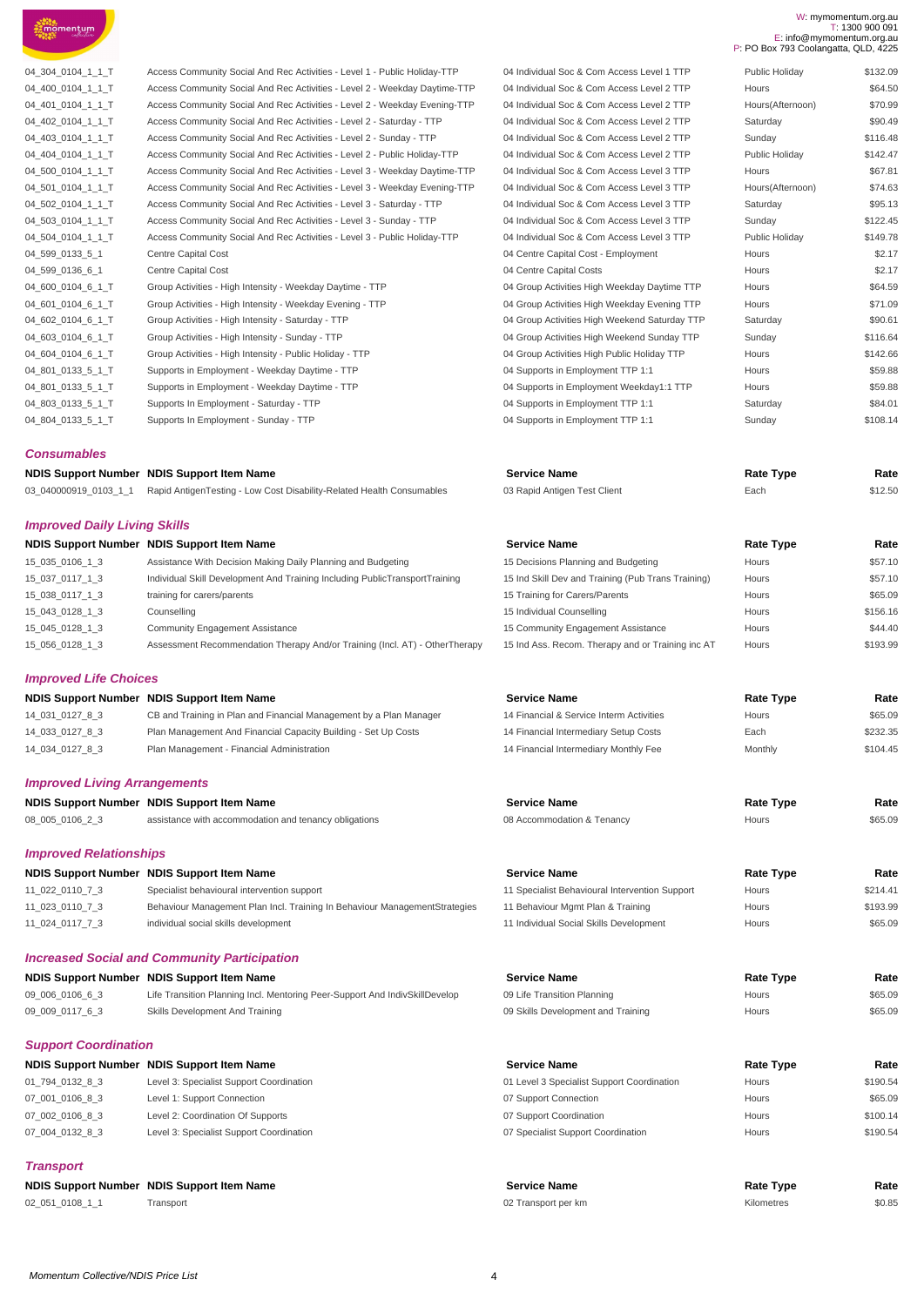| | | | | |
|---|---|---|---|---|
| 04_304_0104_1_1_T | Access Community Social And Rec Activities - Level 1 - Public Holiday-TTP | 04 Individual Soc & Com Access Level 1 TTP | Public Holiday | $132.09 |
| 04_400_0104_1_1_T | Access Community Social And Rec Activities - Level 2 - Weekday Daytime-TTP | 04 Individual Soc & Com Access Level 2 TTP | Hours | $64.50 |
| 04_401_0104_1_1_T | Access Community Social And Rec Activities - Level 2 - Weekday Evening-TTP | 04 Individual Soc & Com Access Level 2 TTP | Hours(Afternoon) | $70.99 |
| 04_402_0104_1_1_T | Access Community Social And Rec Activities - Level 2 - Saturday - TTP | 04 Individual Soc & Com Access Level 2 TTP | Saturday | $90.49 |
| 04_403_0104_1_1_T | Access Community Social And Rec Activities - Level 2 - Sunday - TTP | 04 Individual Soc & Com Access Level 2 TTP | Sunday | $116.48 |
| 04_404_0104_1_1_T | Access Community Social And Rec Activities - Level 2 - Public Holiday-TTP | 04 Individual Soc & Com Access Level 2 TTP | Public Holiday | $142.47 |
| 04_500_0104_1_1_T | Access Community Social And Rec Activities - Level 3 - Weekday Daytime-TTP | 04 Individual Soc & Com Access Level 3 TTP | Hours | $67.81 |
| 04_501_0104_1_1_T | Access Community Social And Rec Activities - Level 3 - Weekday Evening-TTP | 04 Individual Soc & Com Access Level 3 TTP | Hours(Afternoon) | $74.63 |
| 04_502_0104_1_1_T | Access Community Social And Rec Activities - Level 3 - Saturday - TTP | 04 Individual Soc & Com Access Level 3 TTP | Saturday | $95.13 |
| 04_503_0104_1_1_T | Access Community Social And Rec Activities - Level 3 - Sunday - TTP | 04 Individual Soc & Com Access Level 3 TTP | Sunday | $122.45 |
| 04_504_0104_1_1_T | Access Community Social And Rec Activities - Level 3 - Public Holiday-TTP | 04 Individual Soc & Com Access Level 3 TTP | Public Holiday | $149.78 |
| 04_599_0133_5_1 | Centre Capital Cost | 04 Centre Capital Cost - Employment | Hours | $2.17 |
| 04_599_0136_6_1 | Centre Capital Cost | 04 Centre Capital Costs | Hours | $2.17 |
| 04_600_0104_6_1_T | Group Activities - High Intensity - Weekday Daytime - TTP | 04 Group Activities High Weekday Daytime TTP | Hours | $64.59 |
| 04_601_0104_6_1_T | Group Activities - High Intensity - Weekday Evening - TTP | 04 Group Activities High Weekday Evening TTP | Hours | $71.09 |
| 04_602_0104_6_1_T | Group Activities - High Intensity - Saturday - TTP | 04 Group Activities High Weekend Saturday TTP | Saturday | $90.61 |
| 04_603_0104_6_1_T | Group Activities - High Intensity - Sunday - TTP | 04 Group Activities High Weekend Sunday TTP | Sunday | $116.64 |
| 04_604_0104_6_1_T | Group Activities - High Intensity - Public Holiday - TTP | 04 Group Activities High Public Holiday TTP | Hours | $142.66 |
| 04_801_0133_5_1_T | Supports in Employment - Weekday Daytime - TTP | 04 Supports in Employment TTP 1:1 | Hours | $59.88 |
| 04_801_0133_5_1_T | Supports in Employment - Weekday Daytime - TTP | 04 Supports in Employment Weekday1:1 TTP | Hours | $59.88 |
| 04_803_0133_5_1_T | Supports In Employment - Saturday - TTP | 04 Supports in Employment TTP 1:1 | Saturday | $84.01 |
| 04_804_0133_5_1_T | Supports In Employment - Sunday - TTP | 04 Supports in Employment TTP 1:1 | Sunday | $108.14 |

### Consumables

| NDIS Support Number | NDIS Support Item Name | Service Name | Rate Type | Rate |
|---|---|---|---|---|
| 03_040000919_0103_1_1 | Rapid AntigenTesting - Low Cost Disability-Related Health Consumables | 03 Rapid Antigen Test Client | Each | $12.50 |

### Improved Daily Living Skills

| NDIS Support Number | NDIS Support Item Name | Service Name | Rate Type | Rate |
|---|---|---|---|---|
| 15_035_0106_1_3 | Assistance With Decision Making Daily Planning and Budgeting | 15 Decisions Planning and Budgeting | Hours | $57.10 |
| 15_037_0117_1_3 | Individual Skill Development And Training Including PublicTransportTraining | 15 Ind Skill Dev and Training (Pub Trans Training) | Hours | $57.10 |
| 15_038_0117_1_3 | training for carers/parents | 15 Training for Carers/Parents | Hours | $65.09 |
| 15_043_0128_1_3 | Counselling | 15 Individual Counselling | Hours | $156.16 |
| 15_045_0128_1_3 | Community Engagement Assistance | 15 Community Engagement Assistance | Hours | $44.40 |
| 15_056_0128_1_3 | Assessment Recommendation Therapy And/or Training (Incl. AT) - OtherTherapy | 15 Ind Ass. Recom. Therapy and or Training inc AT | Hours | $193.99 |

### Improved Life Choices

| NDIS Support Number | NDIS Support Item Name | Service Name | Rate Type | Rate |
|---|---|---|---|---|
| 14_031_0127_8_3 | CB and Training in Plan and Financial Management by a Plan Manager | 14 Financial & Service Interm Activities | Hours | $65.09 |
| 14_033_0127_8_3 | Plan Management And Financial Capacity Building - Set Up Costs | 14 Financial Intermediary Setup Costs | Each | $232.35 |
| 14_034_0127_8_3 | Plan Management - Financial Administration | 14 Financial Intermediary Monthly Fee | Monthly | $104.45 |

### Improved Living Arrangements

| NDIS Support Number | NDIS Support Item Name | Service Name | Rate Type | Rate |
|---|---|---|---|---|
| 08_005_0106_2_3 | assistance with accommodation and tenancy obligations | 08 Accommodation & Tenancy | Hours | $65.09 |

### Improved Relationships

| NDIS Support Number | NDIS Support Item Name | Service Name | Rate Type | Rate |
|---|---|---|---|---|
| 11_022_0110_7_3 | Specialist behavioural intervention support | 11 Specialist Behavioural Intervention Support | Hours | $214.41 |
| 11_023_0110_7_3 | Behaviour Management Plan Incl. Training In Behaviour ManagementStrategies | 11 Behaviour Mgmt Plan & Training | Hours | $193.99 |
| 11_024_0117_7_3 | individual social skills development | 11 Individual Social Skills Development | Hours | $65.09 |

### Increased Social and Community Participation

| NDIS Support Number | NDIS Support Item Name | Service Name | Rate Type | Rate |
|---|---|---|---|---|
| 09_006_0106_6_3 | Life Transition Planning Incl. Mentoring Peer-Support And IndivSkillDevelop | 09 Life Transition Planning | Hours | $65.09 |
| 09_009_0117_6_3 | Skills Development And Training | 09 Skills Development and Training | Hours | $65.09 |

### Support Coordination

| NDIS Support Number | NDIS Support Item Name | Service Name | Rate Type | Rate |
|---|---|---|---|---|
| 01_794_0132_8_3 | Level 3: Specialist Support Coordination | 01 Level 3 Specialist Support Coordination | Hours | $190.54 |
| 07_001_0106_8_3 | Level 1: Support Connection | 07 Support Connection | Hours | $65.09 |
| 07_002_0106_8_3 | Level 2: Coordination Of Supports | 07 Support Coordination | Hours | $100.14 |
| 07_004_0132_8_3 | Level 3: Specialist Support Coordination | 07 Specialist Support Coordination | Hours | $190.54 |

### Transport

| NDIS Support Number | NDIS Support Item Name | Service Name | Rate Type | Rate |
|---|---|---|---|---|
| 02_051_0108_1_1 | Transport | 02 Transport per km | Kilometres | $0.85 |